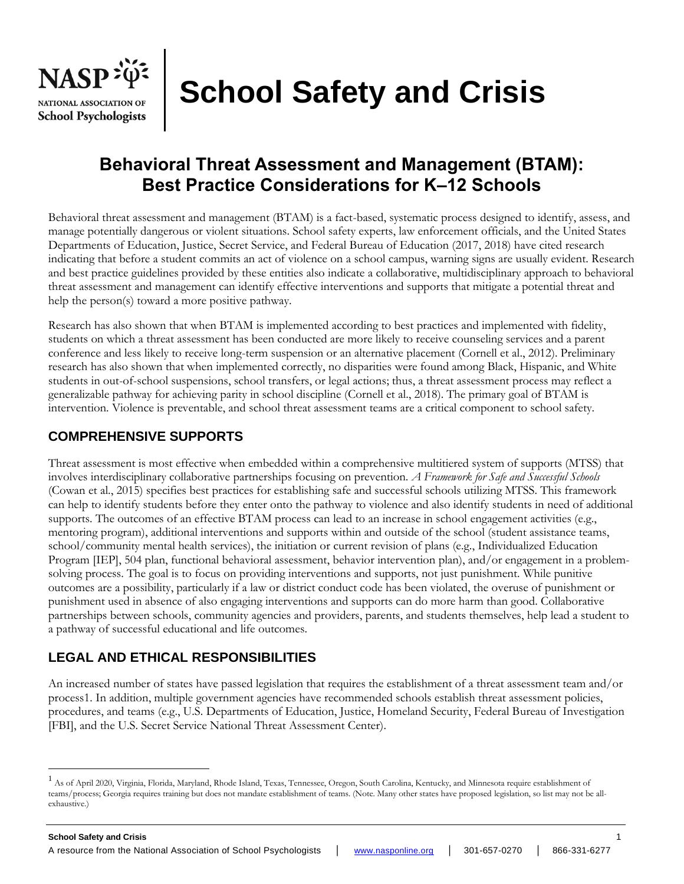NASP NATIONAL ASSOCIATION OF School Psychologists

# School Safety and Crisis

## Behavioral Threat Assessment and Management (BTAM): Best Practice Considerations for K–12 Schools

Behavioral threat assessment and management (BTAM) is a fact-based, systematic process designed to identify, assess, and manage potentially dangerous or violent situations. School safety experts, law enforcement officials, and the United States Departments of Education, Justice, Secret Service, and Federal Bureau of Education (2017, 2018) have cited research indicating that before a student commits an act of violence on a school campus, warning signs are usually evident. Research and best practice guidelines provided by these entities also indicate a collaborative, multidisciplinary approach to behavioral threat assessment and management can identify effective interventions and supports that mitigate a potential threat and help the person(s) toward a more positive pathway.

Research has also shown that when BTAM is implemented according to best practices and implemented with fidelity, students on which a threat assessment has been conducted are more likely to receive counseling services and a parent conference and less likely to receive long-term suspension or an alternative placement (Cornell et al., 2012). Preliminary research has also shown that when implemented correctly, no disparities were found among Black, Hispanic, and White students in out-of-school suspensions, school transfers, or legal actions; thus, a threat assessment process may reflect a generalizable pathway for achieving parity in school discipline (Cornell et al., 2018). The primary goal of BTAM is intervention. Violence is preventable, and school threat assessment teams are a critical component to school safety.

### COMPREHENSIVE SUPPORTS

Threat assessment is most effective when embedded within a comprehensive multitiered system of supports (MTSS) that involves interdisciplinary collaborative partnerships focusing on prevention. *A Framework for Safe and Successful Schools* (Cowan et al., 2015) specifies best practices for establishing safe and successful schools utilizing MTSS. This framework can help to identify students before they enter onto the pathway to violence and also identify students in need of additional supports. The outcomes of an effective BTAM process can lead to an increase in school engagement activities (e.g., mentoring program), additional interventions and supports within and outside of the school (student assistance teams, school/community mental health services), the initiation or current revision of plans (e.g., Individualized Education Program [IEP], 504 plan, functional behavioral assessment, behavior intervention plan), and/or engagement in a problem-solving process. The goal is to focus on providing interventions and supports, not just punishment. While punitive outcomes are a possibility, particularly if a law or district conduct code has been violated, the overuse of punishment or punishment used in absence of also engaging interventions and supports can do more harm than good. Collaborative partnerships between schools, community agencies and providers, parents, and students themselves, help lead a student to a pathway of successful educational and life outcomes.

### LEGAL AND ETHICAL RESPONSIBILITIES

An increased number of states have passed legislation that requires the establishment of a threat assessment team and/or process[1]. In addition, multiple government agencies have recommended schools establish threat assessment policies, procedures, and teams (e.g., U.S. Departments of Education, Justice, Homeland Security, Federal Bureau of Investigation [FBI], and the U.S. Secret Service National Threat Assessment Center).

---

[1] As of April 2020, Virginia, Florida, Maryland, Rhode Island, Texas, Tennessee, Oregon, South Carolina, Kentucky, and Minnesota require establishment of teams/process; Georgia requires training but does not mandate establishment of teams. (Note. Many other states have proposed legislation, so list may not be all-exhaustive.)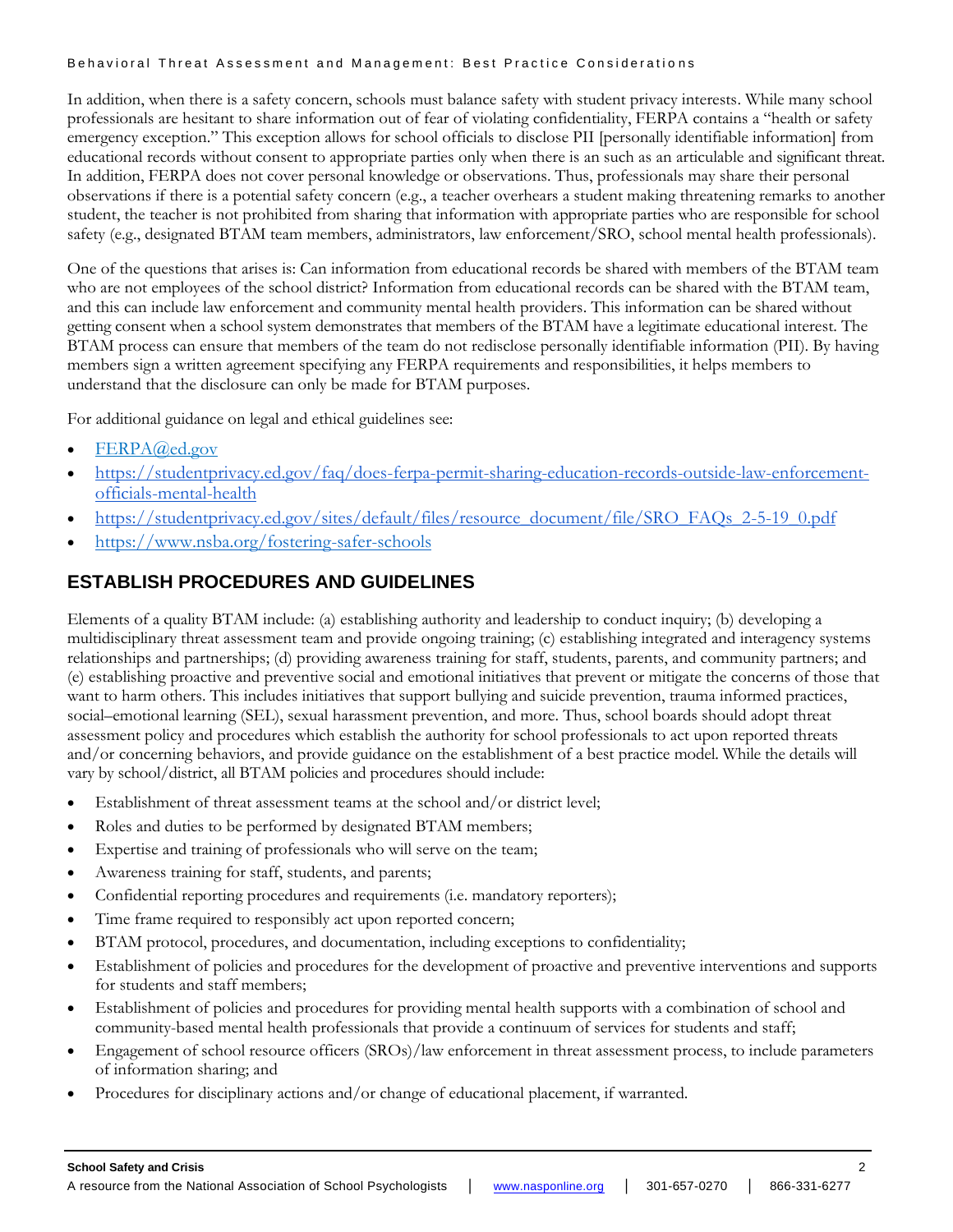In addition, when there is a safety concern, schools must balance safety with student privacy interests. While many school professionals are hesitant to share information out of fear of violating confidentiality, FERPA contains a "health or safety emergency exception." This exception allows for school officials to disclose PII [personally identifiable information] from educational records without consent to appropriate parties only when there is an such as an articulable and significant threat. In addition, FERPA does not cover personal knowledge or observations. Thus, professionals may share their personal observations if there is a potential safety concern (e.g., a teacher overhears a student making threatening remarks to another student, the teacher is not prohibited from sharing that information with appropriate parties who are responsible for school safety (e.g., designated BTAM team members, administrators, law enforcement/SRO, school mental health professionals).

One of the questions that arises is: Can information from educational records be shared with members of the BTAM team who are not employees of the school district? Information from educational records can be shared with the BTAM team, and this can include law enforcement and community mental health providers. This information can be shared without getting consent when a school system demonstrates that members of the BTAM have a legitimate educational interest. The BTAM process can ensure that members of the team do not redisclose personally identifiable information (PII). By having members sign a written agreement specifying any FERPA requirements and responsibilities, it helps members to understand that the disclosure can only be made for BTAM purposes.

For additional guidance on legal and ethical guidelines see:

- FERPA@ed.gov
- https://studentprivacy.ed.gov/faq/does-ferpa-permit-sharing-education-records-outside-law-enforcement-officials-mental-health
- https://studentprivacy.ed.gov/sites/default/files/resource_document/file/SRO_FAQs_2-5-19_0.pdf
- https://www.nsba.org/fostering-safer-schools

## ESTABLISH PROCEDURES AND GUIDELINES

Elements of a quality BTAM include: (a) establishing authority and leadership to conduct inquiry; (b) developing a multidisciplinary threat assessment team and provide ongoing training; (c) establishing integrated and interagency systems relationships and partnerships; (d) providing awareness training for staff, students, parents, and community partners; and (e) establishing proactive and preventive social and emotional initiatives that prevent or mitigate the concerns of those that want to harm others. This includes initiatives that support bullying and suicide prevention, trauma informed practices, social–emotional learning (SEL), sexual harassment prevention, and more. Thus, school boards should adopt threat assessment policy and procedures which establish the authority for school professionals to act upon reported threats and/or concerning behaviors, and provide guidance on the establishment of a best practice model. While the details will vary by school/district, all BTAM policies and procedures should include:

- Establishment of threat assessment teams at the school and/or district level;
- Roles and duties to be performed by designated BTAM members;
- Expertise and training of professionals who will serve on the team;
- Awareness training for staff, students, and parents;
- Confidential reporting procedures and requirements (i.e. mandatory reporters);
- Time frame required to responsibly act upon reported concern;
- BTAM protocol, procedures, and documentation, including exceptions to confidentiality;
- Establishment of policies and procedures for the development of proactive and preventive interventions and supports for students and staff members;
- Establishment of policies and procedures for providing mental health supports with a combination of school and community-based mental health professionals that provide a continuum of services for students and staff;
- Engagement of school resource officers (SROs)/law enforcement in threat assessment process, to include parameters of information sharing; and
- Procedures for disciplinary actions and/or change of educational placement, if warranted.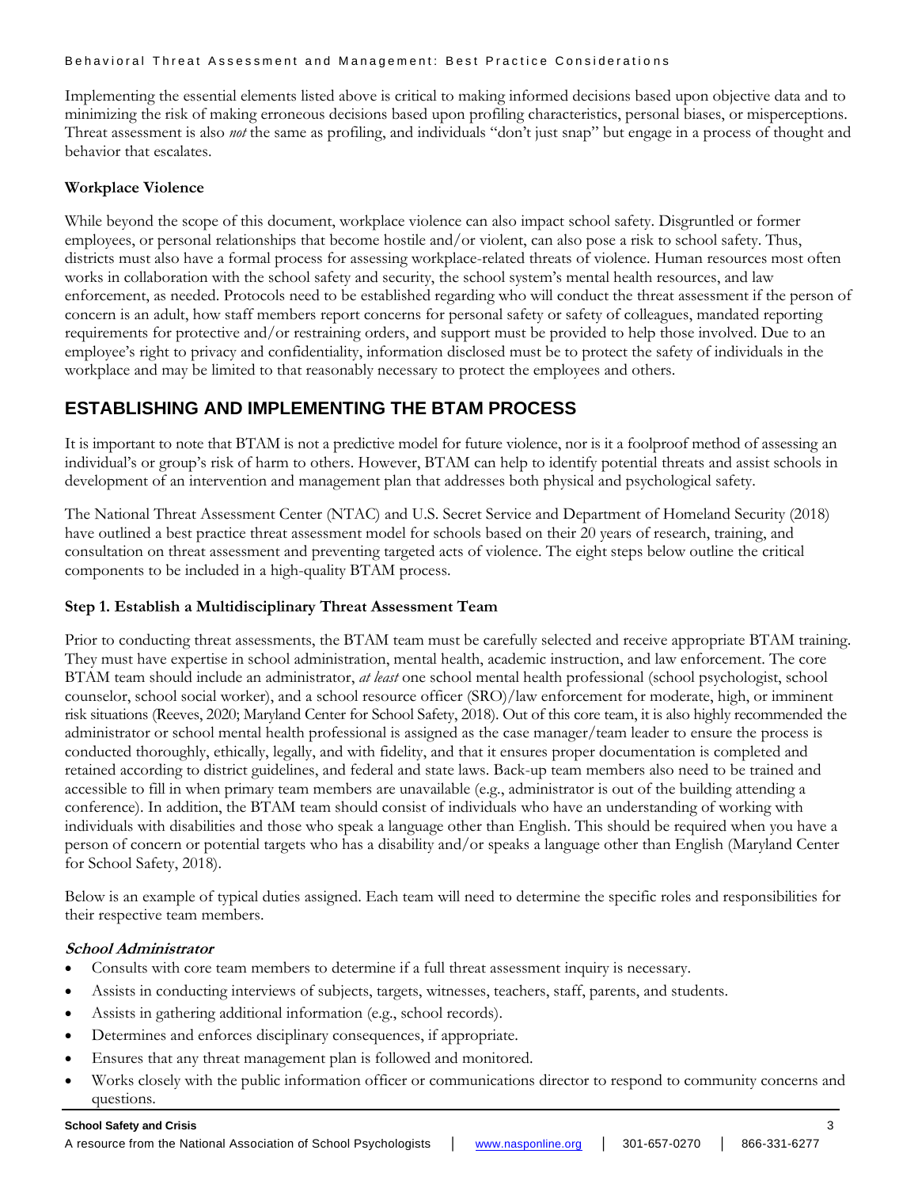Implementing the essential elements listed above is critical to making informed decisions based upon objective data and to minimizing the risk of making erroneous decisions based upon profiling characteristics, personal biases, or misperceptions. Threat assessment is also *not* the same as profiling, and individuals "don't just snap" but engage in a process of thought and behavior that escalates.

**Workplace Violence**

While beyond the scope of this document, workplace violence can also impact school safety. Disgruntled or former employees, or personal relationships that become hostile and/or violent, can also pose a risk to school safety. Thus, districts must also have a formal process for assessing workplace-related threats of violence. Human resources most often works in collaboration with the school safety and security, the school system's mental health resources, and law enforcement, as needed. Protocols need to be established regarding who will conduct the threat assessment if the person of concern is an adult, how staff members report concerns for personal safety or safety of colleagues, mandated reporting requirements for protective and/or restraining orders, and support must be provided to help those involved. Due to an employee's right to privacy and confidentiality, information disclosed must be to protect the safety of individuals in the workplace and may be limited to that reasonably necessary to protect the employees and others.

## ESTABLISHING AND IMPLEMENTING THE BTAM PROCESS

It is important to note that BTAM is not a predictive model for future violence, nor is it a foolproof method of assessing an individual's or group's risk of harm to others. However, BTAM can help to identify potential threats and assist schools in development of an intervention and management plan that addresses both physical and psychological safety.

The National Threat Assessment Center (NTAC) and U.S. Secret Service and Department of Homeland Security (2018) have outlined a best practice threat assessment model for schools based on their 20 years of research, training, and consultation on threat assessment and preventing targeted acts of violence. The eight steps below outline the critical components to be included in a high-quality BTAM process.

### Step 1. Establish a Multidisciplinary Threat Assessment Team

Prior to conducting threat assessments, the BTAM team must be carefully selected and receive appropriate BTAM training. They must have expertise in school administration, mental health, academic instruction, and law enforcement. The core BTAM team should include an administrator, *at least* one school mental health professional (school psychologist, school counselor, school social worker), and a school resource officer (SRO)/law enforcement for moderate, high, or imminent risk situations (Reeves, 2020; Maryland Center for School Safety, 2018). Out of this core team, it is also highly recommended the administrator or school mental health professional is assigned as the case manager/team leader to ensure the process is conducted thoroughly, ethically, legally, and with fidelity, and that it ensures proper documentation is completed and retained according to district guidelines, and federal and state laws. Back-up team members also need to be trained and accessible to fill in when primary team members are unavailable (e.g., administrator is out of the building attending a conference). In addition, the BTAM team should consist of individuals who have an understanding of working with individuals with disabilities and those who speak a language other than English. This should be required when you have a person of concern or potential targets who has a disability and/or speaks a language other than English (Maryland Center for School Safety, 2018).

Below is an example of typical duties assigned. Each team will need to determine the specific roles and responsibilities for their respective team members.

***School Administrator***

- Consults with core team members to determine if a full threat assessment inquiry is necessary.
- Assists in conducting interviews of subjects, targets, witnesses, teachers, staff, parents, and students.
- Assists in gathering additional information (e.g., school records).
- Determines and enforces disciplinary consequences, if appropriate.
- Ensures that any threat management plan is followed and monitored.
- Works closely with the public information officer or communications director to respond to community concerns and questions.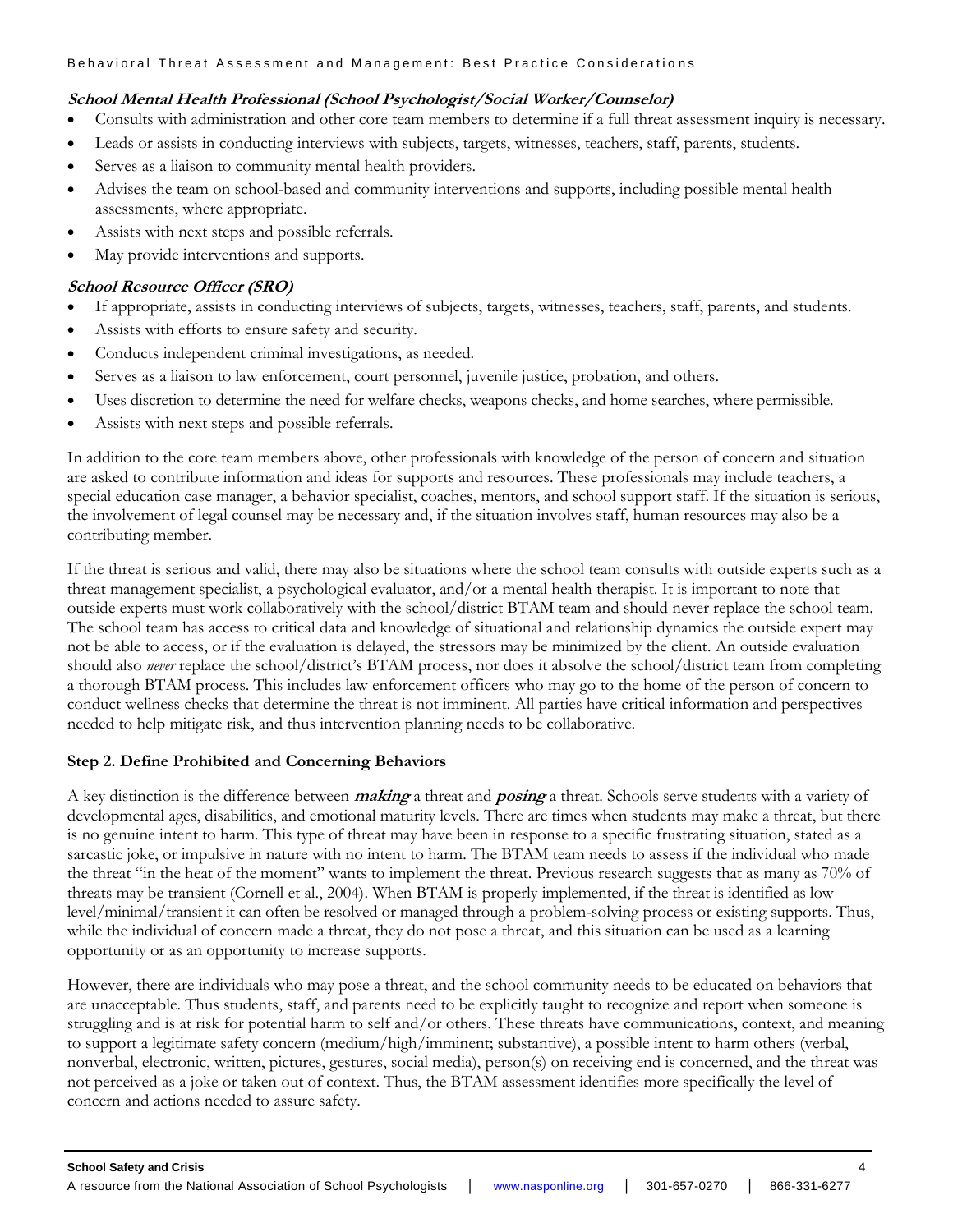***School Mental Health Professional (School Psychologist/Social Worker/Counselor)***

- Consults with administration and other core team members to determine if a full threat assessment inquiry is necessary.
- Leads or assists in conducting interviews with subjects, targets, witnesses, teachers, staff, parents, students.
- Serves as a liaison to community mental health providers.
- Advises the team on school-based and community interventions and supports, including possible mental health assessments, where appropriate.
- Assists with next steps and possible referrals.
- May provide interventions and supports.

***School Resource Officer (SRO)***

- If appropriate, assists in conducting interviews of subjects, targets, witnesses, teachers, staff, parents, and students.
- Assists with efforts to ensure safety and security.
- Conducts independent criminal investigations, as needed.
- Serves as a liaison to law enforcement, court personnel, juvenile justice, probation, and others.
- Uses discretion to determine the need for welfare checks, weapons checks, and home searches, where permissible.
- Assists with next steps and possible referrals.

In addition to the core team members above, other professionals with knowledge of the person of concern and situation are asked to contribute information and ideas for supports and resources. These professionals may include teachers, a special education case manager, a behavior specialist, coaches, mentors, and school support staff. If the situation is serious, the involvement of legal counsel may be necessary and, if the situation involves staff, human resources may also be a contributing member.

If the threat is serious and valid, there may also be situations where the school team consults with outside experts such as a threat management specialist, a psychological evaluator, and/or a mental health therapist. It is important to note that outside experts must work collaboratively with the school/district BTAM team and should never replace the school team. The school team has access to critical data and knowledge of situational and relationship dynamics the outside expert may not be able to access, or if the evaluation is delayed, the stressors may be minimized by the client. An outside evaluation should also *never* replace the school/district's BTAM process, nor does it absolve the school/district team from completing a thorough BTAM process. This includes law enforcement officers who may go to the home of the person of concern to conduct wellness checks that determine the threat is not imminent. All parties have critical information and perspectives needed to help mitigate risk, and thus intervention planning needs to be collaborative.

**Step 2. Define Prohibited and Concerning Behaviors**

A key distinction is the difference between ***making*** a threat and ***posing*** a threat. Schools serve students with a variety of developmental ages, disabilities, and emotional maturity levels. There are times when students may make a threat, but there is no genuine intent to harm. This type of threat may have been in response to a specific frustrating situation, stated as a sarcastic joke, or impulsive in nature with no intent to harm. The BTAM team needs to assess if the individual who made the threat "in the heat of the moment" wants to implement the threat. Previous research suggests that as many as 70% of threats may be transient (Cornell et al., 2004). When BTAM is properly implemented, if the threat is identified as low level/minimal/transient it can often be resolved or managed through a problem-solving process or existing supports. Thus, while the individual of concern made a threat, they do not pose a threat, and this situation can be used as a learning opportunity or as an opportunity to increase supports.

However, there are individuals who may pose a threat, and the school community needs to be educated on behaviors that are unacceptable. Thus students, staff, and parents need to be explicitly taught to recognize and report when someone is struggling and is at risk for potential harm to self and/or others. These threats have communications, context, and meaning to support a legitimate safety concern (medium/high/imminent; substantive), a possible intent to harm others (verbal, nonverbal, electronic, written, pictures, gestures, social media), person(s) on receiving end is concerned, and the threat was not perceived as a joke or taken out of context. Thus, the BTAM assessment identifies more specifically the level of concern and actions needed to assure safety.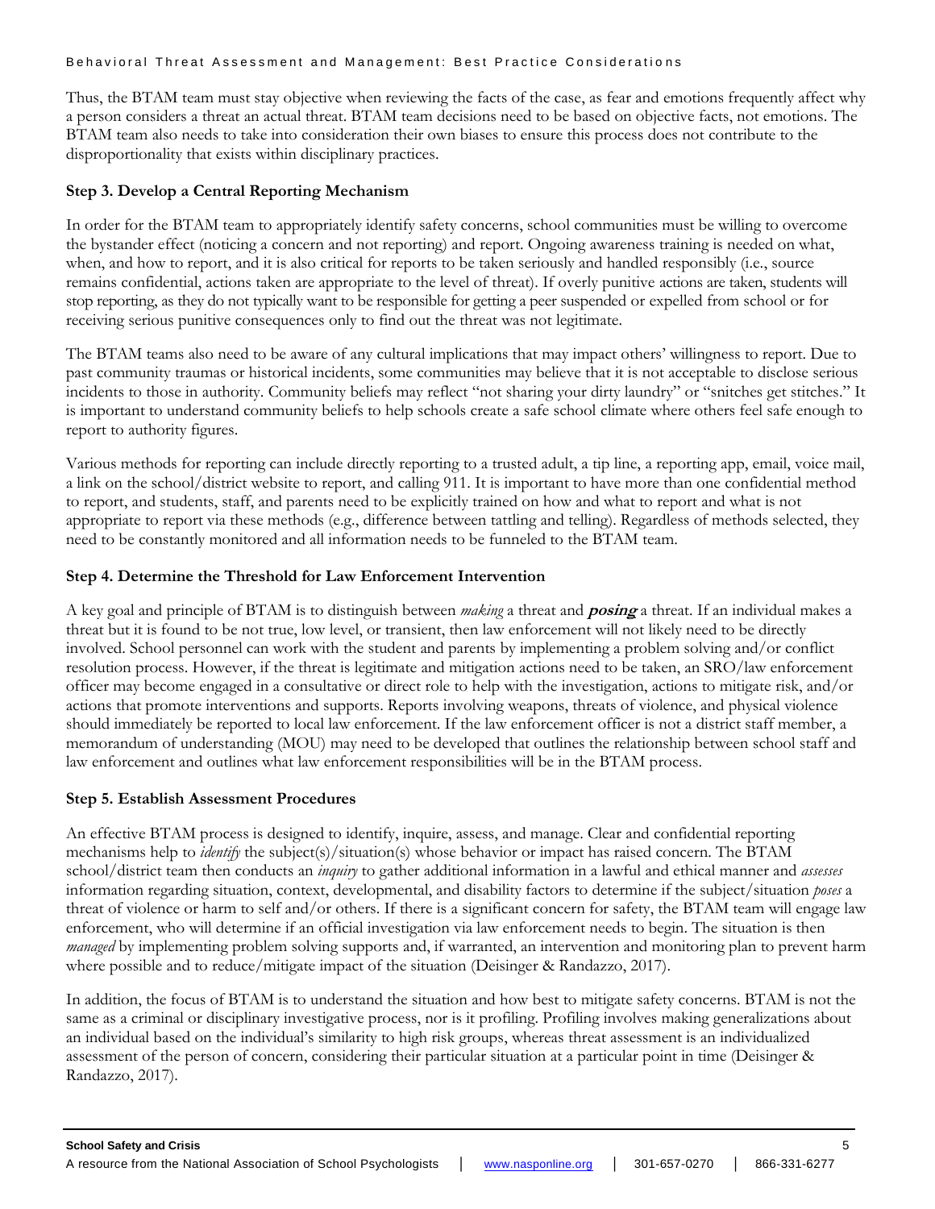Thus, the BTAM team must stay objective when reviewing the facts of the case, as fear and emotions frequently affect why a person considers a threat an actual threat. BTAM team decisions need to be based on objective facts, not emotions. The BTAM team also needs to take into consideration their own biases to ensure this process does not contribute to the disproportionality that exists within disciplinary practices.

### Step 3. Develop a Central Reporting Mechanism

In order for the BTAM team to appropriately identify safety concerns, school communities must be willing to overcome the bystander effect (noticing a concern and not reporting) and report. Ongoing awareness training is needed on what, when, and how to report, and it is also critical for reports to be taken seriously and handled responsibly (i.e., source remains confidential, actions taken are appropriate to the level of threat). If overly punitive actions are taken, students will stop reporting, as they do not typically want to be responsible for getting a peer suspended or expelled from school or for receiving serious punitive consequences only to find out the threat was not legitimate.

The BTAM teams also need to be aware of any cultural implications that may impact others' willingness to report. Due to past community traumas or historical incidents, some communities may believe that it is not acceptable to disclose serious incidents to those in authority. Community beliefs may reflect "not sharing your dirty laundry" or "snitches get stitches." It is important to understand community beliefs to help schools create a safe school climate where others feel safe enough to report to authority figures.

Various methods for reporting can include directly reporting to a trusted adult, a tip line, a reporting app, email, voice mail, a link on the school/district website to report, and calling 911. It is important to have more than one confidential method to report, and students, staff, and parents need to be explicitly trained on how and what to report and what is not appropriate to report via these methods (e.g., difference between tattling and telling). Regardless of methods selected, they need to be constantly monitored and all information needs to be funneled to the BTAM team.

### Step 4. Determine the Threshold for Law Enforcement Intervention

A key goal and principle of BTAM is to distinguish between *making* a threat and ***posing*** a threat. If an individual makes a threat but it is found to be not true, low level, or transient, then law enforcement will not likely need to be directly involved. School personnel can work with the student and parents by implementing a problem solving and/or conflict resolution process. However, if the threat is legitimate and mitigation actions need to be taken, an SRO/law enforcement officer may become engaged in a consultative or direct role to help with the investigation, actions to mitigate risk, and/or actions that promote interventions and supports. Reports involving weapons, threats of violence, and physical violence should immediately be reported to local law enforcement. If the law enforcement officer is not a district staff member, a memorandum of understanding (MOU) may need to be developed that outlines the relationship between school staff and law enforcement and outlines what law enforcement responsibilities will be in the BTAM process.

### Step 5. Establish Assessment Procedures

An effective BTAM process is designed to identify, inquire, assess, and manage. Clear and confidential reporting mechanisms help to *identify* the subject(s)/situation(s) whose behavior or impact has raised concern. The BTAM school/district team then conducts an *inquiry* to gather additional information in a lawful and ethical manner and *assesses* information regarding situation, context, developmental, and disability factors to determine if the subject/situation *poses* a threat of violence or harm to self and/or others. If there is a significant concern for safety, the BTAM team will engage law enforcement, who will determine if an official investigation via law enforcement needs to begin. The situation is then *managed* by implementing problem solving supports and, if warranted, an intervention and monitoring plan to prevent harm where possible and to reduce/mitigate impact of the situation (Deisinger & Randazzo, 2017).

In addition, the focus of BTAM is to understand the situation and how best to mitigate safety concerns. BTAM is not the same as a criminal or disciplinary investigative process, nor is it profiling. Profiling involves making generalizations about an individual based on the individual's similarity to high risk groups, whereas threat assessment is an individualized assessment of the person of concern, considering their particular situation at a particular point in time (Deisinger & Randazzo, 2017).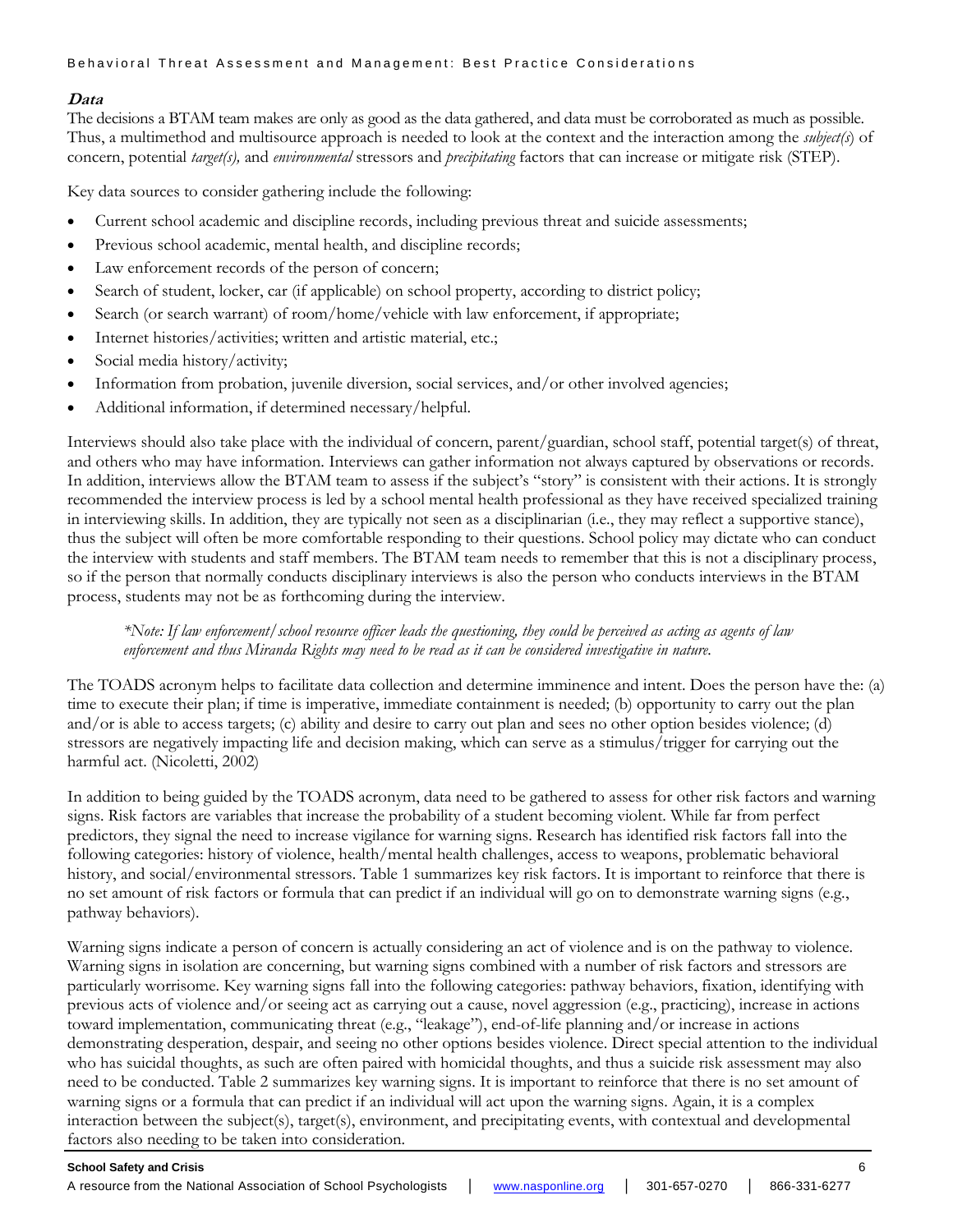### ***Data***

The decisions a BTAM team makes are only as good as the data gathered, and data must be corroborated as much as possible. Thus, a multimethod and multisource approach is needed to look at the context and the interaction among the *subject(s*) of concern, potential *target(s),* and *environmental* stressors and *precipitating* factors that can increase or mitigate risk (STEP).

Key data sources to consider gathering include the following:

- Current school academic and discipline records, including previous threat and suicide assessments;
- Previous school academic, mental health, and discipline records;
- Law enforcement records of the person of concern;
- Search of student, locker, car (if applicable) on school property, according to district policy;
- Search (or search warrant) of room/home/vehicle with law enforcement, if appropriate;
- Internet histories/activities; written and artistic material, etc.;
- Social media history/activity;
- Information from probation, juvenile diversion, social services, and/or other involved agencies;
- Additional information, if determined necessary/helpful.

Interviews should also take place with the individual of concern, parent/guardian, school staff, potential target(s) of threat, and others who may have information. Interviews can gather information not always captured by observations or records. In addition, interviews allow the BTAM team to assess if the subject's "story" is consistent with their actions. It is strongly recommended the interview process is led by a school mental health professional as they have received specialized training in interviewing skills. In addition, they are typically not seen as a disciplinarian (i.e., they may reflect a supportive stance), thus the subject will often be more comfortable responding to their questions. School policy may dictate who can conduct the interview with students and staff members. The BTAM team needs to remember that this is not a disciplinary process, so if the person that normally conducts disciplinary interviews is also the person who conducts interviews in the BTAM process, students may not be as forthcoming during the interview.

> *\*Note: If law enforcement/school resource officer leads the questioning, they could be perceived as acting as agents of law enforcement and thus Miranda Rights may need to be read as it can be considered investigative in nature.*

The TOADS acronym helps to facilitate data collection and determine imminence and intent. Does the person have the: (a) time to execute their plan; if time is imperative, immediate containment is needed; (b) opportunity to carry out the plan and/or is able to access targets; (c) ability and desire to carry out plan and sees no other option besides violence; (d) stressors are negatively impacting life and decision making, which can serve as a stimulus/trigger for carrying out the harmful act. (Nicoletti, 2002)

In addition to being guided by the TOADS acronym, data need to be gathered to assess for other risk factors and warning signs. Risk factors are variables that increase the probability of a student becoming violent. While far from perfect predictors, they signal the need to increase vigilance for warning signs. Research has identified risk factors fall into the following categories: history of violence, health/mental health challenges, access to weapons, problematic behavioral history, and social/environmental stressors. Table 1 summarizes key risk factors. It is important to reinforce that there is no set amount of risk factors or formula that can predict if an individual will go on to demonstrate warning signs (e.g., pathway behaviors).

Warning signs indicate a person of concern is actually considering an act of violence and is on the pathway to violence. Warning signs in isolation are concerning, but warning signs combined with a number of risk factors and stressors are particularly worrisome. Key warning signs fall into the following categories: pathway behaviors, fixation, identifying with previous acts of violence and/or seeing act as carrying out a cause, novel aggression (e.g., practicing), increase in actions toward implementation, communicating threat (e.g., "leakage"), end-of-life planning and/or increase in actions demonstrating desperation, despair, and seeing no other options besides violence. Direct special attention to the individual who has suicidal thoughts, as such are often paired with homicidal thoughts, and thus a suicide risk assessment may also need to be conducted. Table 2 summarizes key warning signs. It is important to reinforce that there is no set amount of warning signs or a formula that can predict if an individual will act upon the warning signs. Again, it is a complex interaction between the subject(s), target(s), environment, and precipitating events, with contextual and developmental factors also needing to be taken into consideration.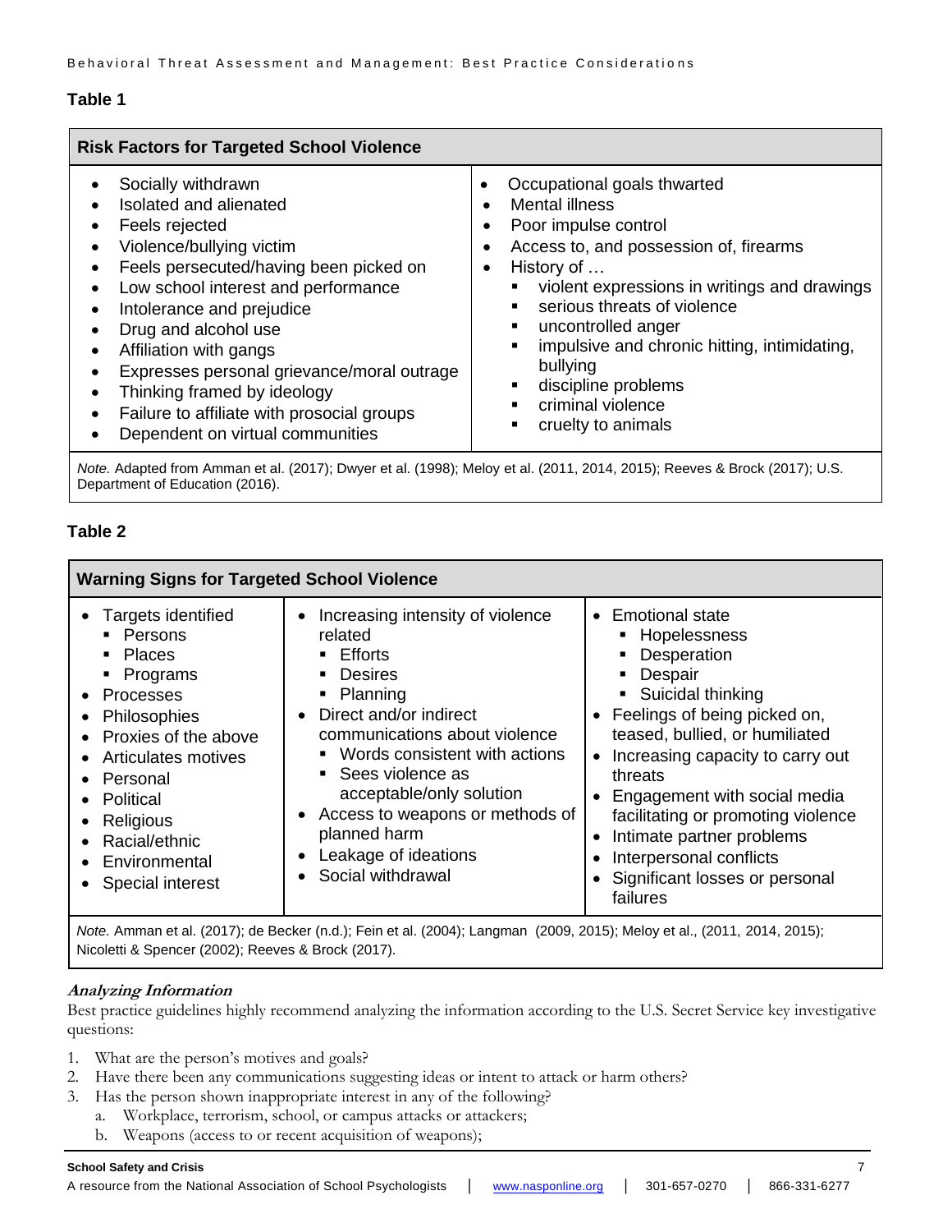**Table 1**

| Risk Factors for Targeted School Violence | |
|---|---|
| • Socially withdrawn<br>• Isolated and alienated<br>• Feels rejected<br>• Violence/bullying victim<br>• Feels persecuted/having been picked on<br>• Low school interest and performance<br>• Intolerance and prejudice<br>• Drug and alcohol use<br>• Affiliation with gangs<br>• Expresses personal grievance/moral outrage<br>• Thinking framed by ideology<br>• Failure to affiliate with prosocial groups<br>• Dependent on virtual communities | • Occupational goals thwarted<br>• Mental illness<br>• Poor impulse control<br>• Access to, and possession of, firearms<br>• History of …<br>▪ violent expressions in writings and drawings<br>▪ serious threats of violence<br>▪ uncontrolled anger<br>▪ impulsive and chronic hitting, intimidating, bullying<br>▪ discipline problems<br>▪ criminal violence<br>▪ cruelty to animals |

*Note.* Adapted from Amman et al. (2017); Dwyer et al. (1998); Meloy et al. (2011, 2014, 2015); Reeves & Brock (2017); U.S. Department of Education (2016).

**Table 2**

| Warning Signs for Targeted School Violence | | |
|---|---|---|
| • Targets identified<br>▪ Persons<br>▪ Places<br>▪ Programs<br>• Processes<br>• Philosophies<br>• Proxies of the above<br>• Articulates motives<br>• Personal<br>• Political<br>• Religious<br>• Racial/ethnic<br>• Environmental<br>• Special interest | • Increasing intensity of violence related<br>▪ Efforts<br>▪ Desires<br>▪ Planning<br>• Direct and/or indirect communications about violence<br>▪ Words consistent with actions<br>▪ Sees violence as acceptable/only solution<br>• Access to weapons or methods of planned harm<br>• Leakage of ideations<br>• Social withdrawal | • Emotional state<br>▪ Hopelessness<br>▪ Desperation<br>▪ Despair<br>▪ Suicidal thinking<br>• Feelings of being picked on, teased, bullied, or humiliated<br>• Increasing capacity to carry out threats<br>• Engagement with social media facilitating or promoting violence<br>• Intimate partner problems<br>• Interpersonal conflicts<br>• Significant losses or personal failures |

*Note.* Amman et al. (2017); de Becker (n.d.); Fein et al. (2004); Langman (2009, 2015); Meloy et al., (2011, 2014, 2015); Nicoletti & Spencer (2002); Reeves & Brock (2017).

### *Analyzing Information*

Best practice guidelines highly recommend analyzing the information according to the U.S. Secret Service key investigative questions:

1. What are the person's motives and goals?
2. Have there been any communications suggesting ideas or intent to attack or harm others?
3. Has the person shown inappropriate interest in any of the following?
   a. Workplace, terrorism, school, or campus attacks or attackers;
   b. Weapons (access to or recent acquisition of weapons);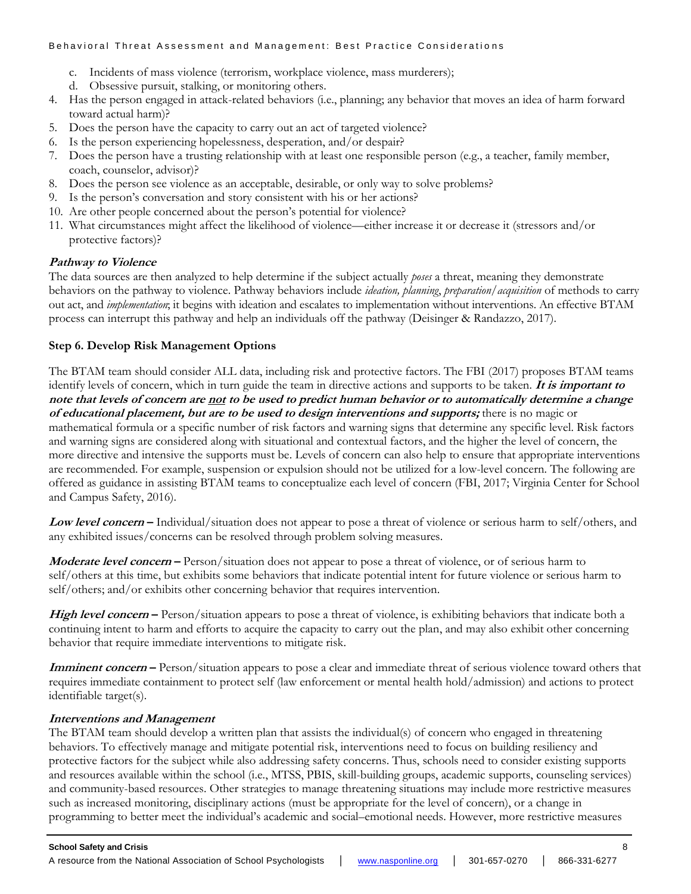c. Incidents of mass violence (terrorism, workplace violence, mass murderers);
   d. Obsessive pursuit, stalking, or monitoring others.
4. Has the person engaged in attack-related behaviors (i.e., planning; any behavior that moves an idea of harm forward toward actual harm)?
5. Does the person have the capacity to carry out an act of targeted violence?
6. Is the person experiencing hopelessness, desperation, and/or despair?
7. Does the person have a trusting relationship with at least one responsible person (e.g., a teacher, family member, coach, counselor, advisor)?
8. Does the person see violence as an acceptable, desirable, or only way to solve problems?
9. Is the person's conversation and story consistent with his or her actions?
10. Are other people concerned about the person's potential for violence?
11. What circumstances might affect the likelihood of violence—either increase it or decrease it (stressors and/or protective factors)?

#### *Pathway to Violence*

The data sources are then analyzed to help determine if the subject actually *poses* a threat, meaning they demonstrate behaviors on the pathway to violence. Pathway behaviors include *ideation, planning*, *preparation/acquisition* of methods to carry out act, and *implementation*; it begins with ideation and escalates to implementation without interventions. An effective BTAM process can interrupt this pathway and help an individuals off the pathway (Deisinger & Randazzo, 2017).

### Step 6. Develop Risk Management Options

The BTAM team should consider ALL data, including risk and protective factors. The FBI (2017) proposes BTAM teams identify levels of concern, which in turn guide the team in directive actions and supports to be taken. ***It is important to note that levels of concern are <u>not</u> to be used to predict human behavior or to automatically determine a change of educational placement, but are to be used to design interventions and supports;*** there is no magic or mathematical formula or a specific number of risk factors and warning signs that determine any specific level. Risk factors and warning signs are considered along with situational and contextual factors, and the higher the level of concern, the more directive and intensive the supports must be. Levels of concern can also help to ensure that appropriate interventions are recommended. For example, suspension or expulsion should not be utilized for a low-level concern. The following are offered as guidance in assisting BTAM teams to conceptualize each level of concern (FBI, 2017; Virginia Center for School and Campus Safety, 2016).

***Low level concern*** **–** Individual/situation does not appear to pose a threat of violence or serious harm to self/others, and any exhibited issues/concerns can be resolved through problem solving measures.

***Moderate level concern*** **–** Person/situation does not appear to pose a threat of violence, or of serious harm to self/others at this time, but exhibits some behaviors that indicate potential intent for future violence or serious harm to self/others; and/or exhibits other concerning behavior that requires intervention.

***High level concern*** **–** Person/situation appears to pose a threat of violence, is exhibiting behaviors that indicate both a continuing intent to harm and efforts to acquire the capacity to carry out the plan, and may also exhibit other concerning behavior that require immediate interventions to mitigate risk.

***Imminent concern*** **–** Person/situation appears to pose a clear and immediate threat of serious violence toward others that requires immediate containment to protect self (law enforcement or mental health hold/admission) and actions to protect identifiable target(s).

#### *Interventions and Management*

The BTAM team should develop a written plan that assists the individual(s) of concern who engaged in threatening behaviors. To effectively manage and mitigate potential risk, interventions need to focus on building resiliency and protective factors for the subject while also addressing safety concerns. Thus, schools need to consider existing supports and resources available within the school (i.e., MTSS, PBIS, skill-building groups, academic supports, counseling services) and community-based resources. Other strategies to manage threatening situations may include more restrictive measures such as increased monitoring, disciplinary actions (must be appropriate for the level of concern), or a change in programming to better meet the individual's academic and social–emotional needs. However, more restrictive measures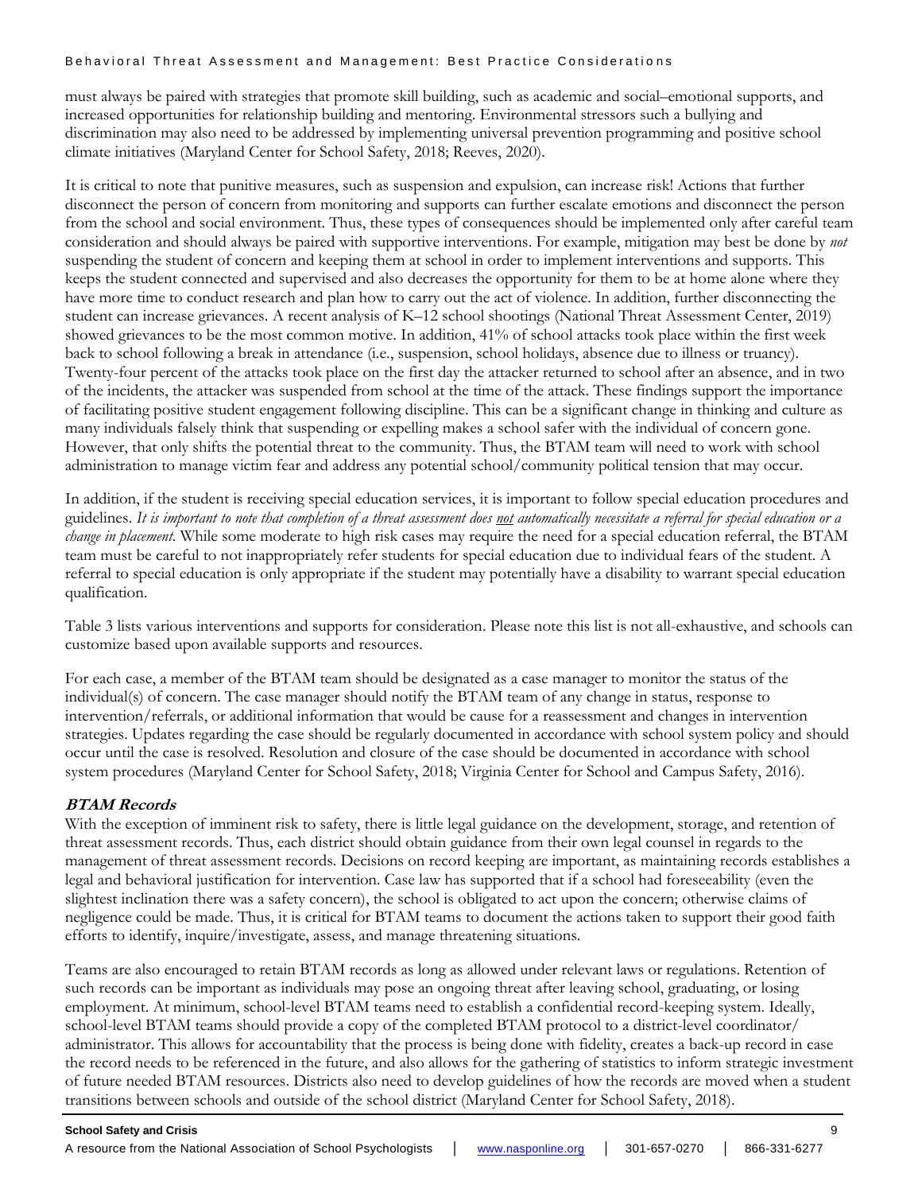must always be paired with strategies that promote skill building, such as academic and social–emotional supports, and increased opportunities for relationship building and mentoring. Environmental stressors such a bullying and discrimination may also need to be addressed by implementing universal prevention programming and positive school climate initiatives (Maryland Center for School Safety, 2018; Reeves, 2020).

It is critical to note that punitive measures, such as suspension and expulsion, can increase risk! Actions that further disconnect the person of concern from monitoring and supports can further escalate emotions and disconnect the person from the school and social environment. Thus, these types of consequences should be implemented only after careful team consideration and should always be paired with supportive interventions. For example, mitigation may best be done by *not* suspending the student of concern and keeping them at school in order to implement interventions and supports. This keeps the student connected and supervised and also decreases the opportunity for them to be at home alone where they have more time to conduct research and plan how to carry out the act of violence. In addition, further disconnecting the student can increase grievances. A recent analysis of K–12 school shootings (National Threat Assessment Center, 2019) showed grievances to be the most common motive. In addition, 41% of school attacks took place within the first week back to school following a break in attendance (i.e., suspension, school holidays, absence due to illness or truancy). Twenty-four percent of the attacks took place on the first day the attacker returned to school after an absence, and in two of the incidents, the attacker was suspended from school at the time of the attack. These findings support the importance of facilitating positive student engagement following discipline. This can be a significant change in thinking and culture as many individuals falsely think that suspending or expelling makes a school safer with the individual of concern gone. However, that only shifts the potential threat to the community. Thus, the BTAM team will need to work with school administration to manage victim fear and address any potential school/community political tension that may occur.

In addition, if the student is receiving special education services, it is important to follow special education procedures and guidelines. *It is important to note that completion of a threat assessment does not automatically necessitate a referral for special education or a change in placement.* While some moderate to high risk cases may require the need for a special education referral, the BTAM team must be careful to not inappropriately refer students for special education due to individual fears of the student. A referral to special education is only appropriate if the student may potentially have a disability to warrant special education qualification.

Table 3 lists various interventions and supports for consideration. Please note this list is not all-exhaustive, and schools can customize based upon available supports and resources.

For each case, a member of the BTAM team should be designated as a case manager to monitor the status of the individual(s) of concern. The case manager should notify the BTAM team of any change in status, response to intervention/referrals, or additional information that would be cause for a reassessment and changes in intervention strategies. Updates regarding the case should be regularly documented in accordance with school system policy and should occur until the case is resolved. Resolution and closure of the case should be documented in accordance with school system procedures (Maryland Center for School Safety, 2018; Virginia Center for School and Campus Safety, 2016).

### BTAM Records

With the exception of imminent risk to safety, there is little legal guidance on the development, storage, and retention of threat assessment records. Thus, each district should obtain guidance from their own legal counsel in regards to the management of threat assessment records. Decisions on record keeping are important, as maintaining records establishes a legal and behavioral justification for intervention. Case law has supported that if a school had foreseeability (even the slightest inclination there was a safety concern), the school is obligated to act upon the concern; otherwise claims of negligence could be made. Thus, it is critical for BTAM teams to document the actions taken to support their good faith efforts to identify, inquire/investigate, assess, and manage threatening situations.

Teams are also encouraged to retain BTAM records as long as allowed under relevant laws or regulations. Retention of such records can be important as individuals may pose an ongoing threat after leaving school, graduating, or losing employment. At minimum, school-level BTAM teams need to establish a confidential record-keeping system. Ideally, school-level BTAM teams should provide a copy of the completed BTAM protocol to a district-level coordinator/ administrator. This allows for accountability that the process is being done with fidelity, creates a back-up record in case the record needs to be referenced in the future, and also allows for the gathering of statistics to inform strategic investment of future needed BTAM resources. Districts also need to develop guidelines of how the records are moved when a student transitions between schools and outside of the school district (Maryland Center for School Safety, 2018).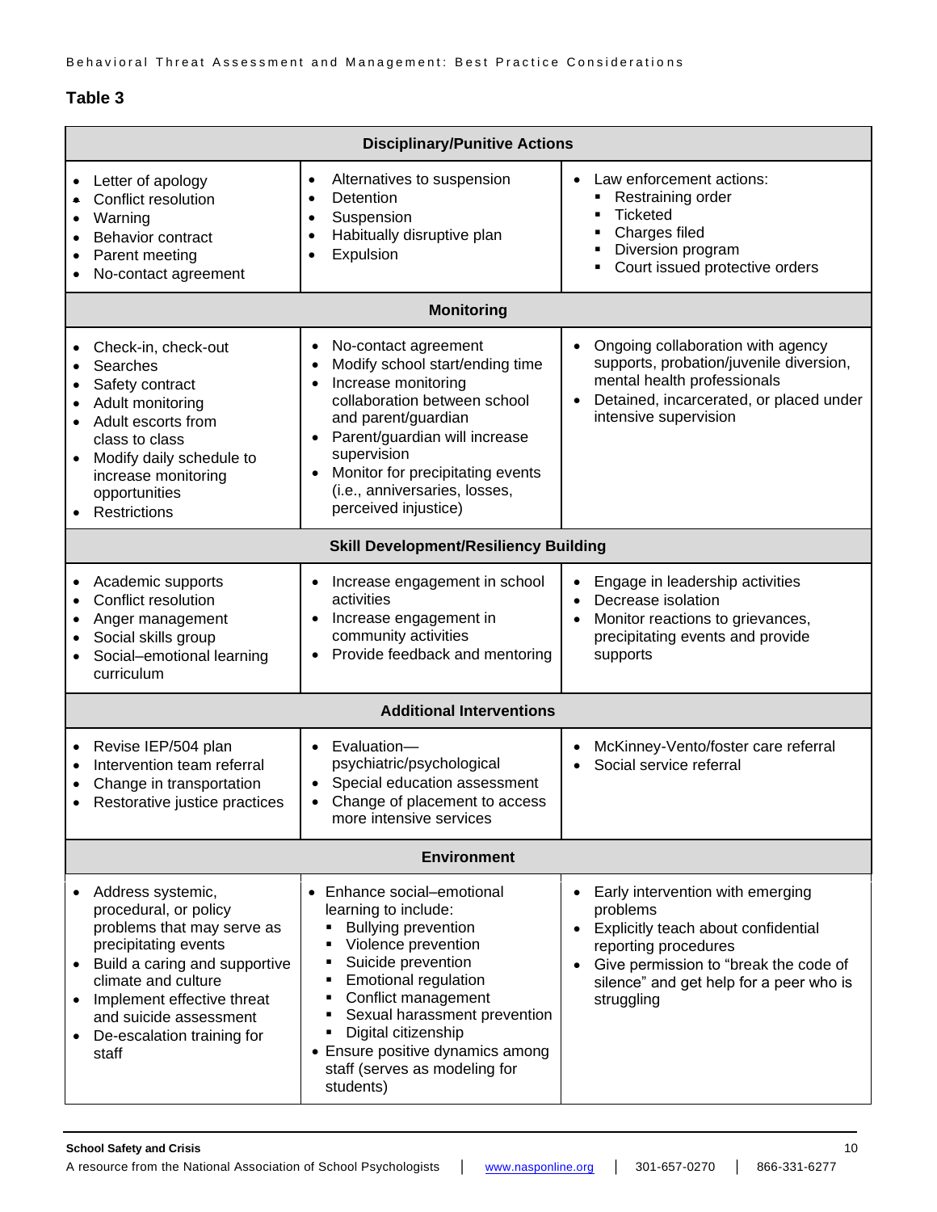**Table 3**

| Disciplinary/Punitive Actions | | |
|---|---|---|
| • Letter of apology<br>• Conflict resolution<br>• Warning<br>• Behavior contract<br>• Parent meeting<br>• No-contact agreement | • Alternatives to suspension<br>• Detention<br>• Suspension<br>• Habitually disruptive plan<br>• Expulsion | • Law enforcement actions:<br>▪ Restraining order<br>▪ Ticketed<br>▪ Charges filed<br>▪ Diversion program<br>▪ Court issued protective orders |
| **Monitoring** | | |
| • Check-in, check-out<br>• Searches<br>• Safety contract<br>• Adult monitoring<br>• Adult escorts from class to class<br>• Modify daily schedule to increase monitoring opportunities<br>• Restrictions | • No-contact agreement<br>• Modify school start/ending time<br>• Increase monitoring collaboration between school and parent/guardian<br>• Parent/guardian will increase supervision<br>• Monitor for precipitating events (i.e., anniversaries, losses, perceived injustice) | • Ongoing collaboration with agency supports, probation/juvenile diversion, mental health professionals<br>• Detained, incarcerated, or placed under intensive supervision |
| **Skill Development/Resiliency Building** | | |
| • Academic supports<br>• Conflict resolution<br>• Anger management<br>• Social skills group<br>• Social–emotional learning curriculum | • Increase engagement in school activities<br>• Increase engagement in community activities<br>• Provide feedback and mentoring | • Engage in leadership activities<br>• Decrease isolation<br>• Monitor reactions to grievances, precipitating events and provide supports |
| **Additional Interventions** | | |
| • Revise IEP/504 plan<br>• Intervention team referral<br>• Change in transportation<br>• Restorative justice practices | • Evaluation—psychiatric/psychological<br>• Special education assessment<br>• Change of placement to access more intensive services | • McKinney-Vento/foster care referral<br>• Social service referral |
| **Environment** | | |
| • Address systemic, procedural, or policy problems that may serve as precipitating events<br>• Build a caring and supportive climate and culture<br>• Implement effective threat and suicide assessment<br>• De-escalation training for staff | • Enhance social–emotional learning to include:<br>▪ Bullying prevention<br>▪ Violence prevention<br>▪ Suicide prevention<br>▪ Emotional regulation<br>▪ Conflict management<br>▪ Sexual harassment prevention<br>▪ Digital citizenship<br>• Ensure positive dynamics among staff (serves as modeling for students) | • Early intervention with emerging problems<br>• Explicitly teach about confidential reporting procedures<br>• Give permission to "break the code of silence" and get help for a peer who is struggling |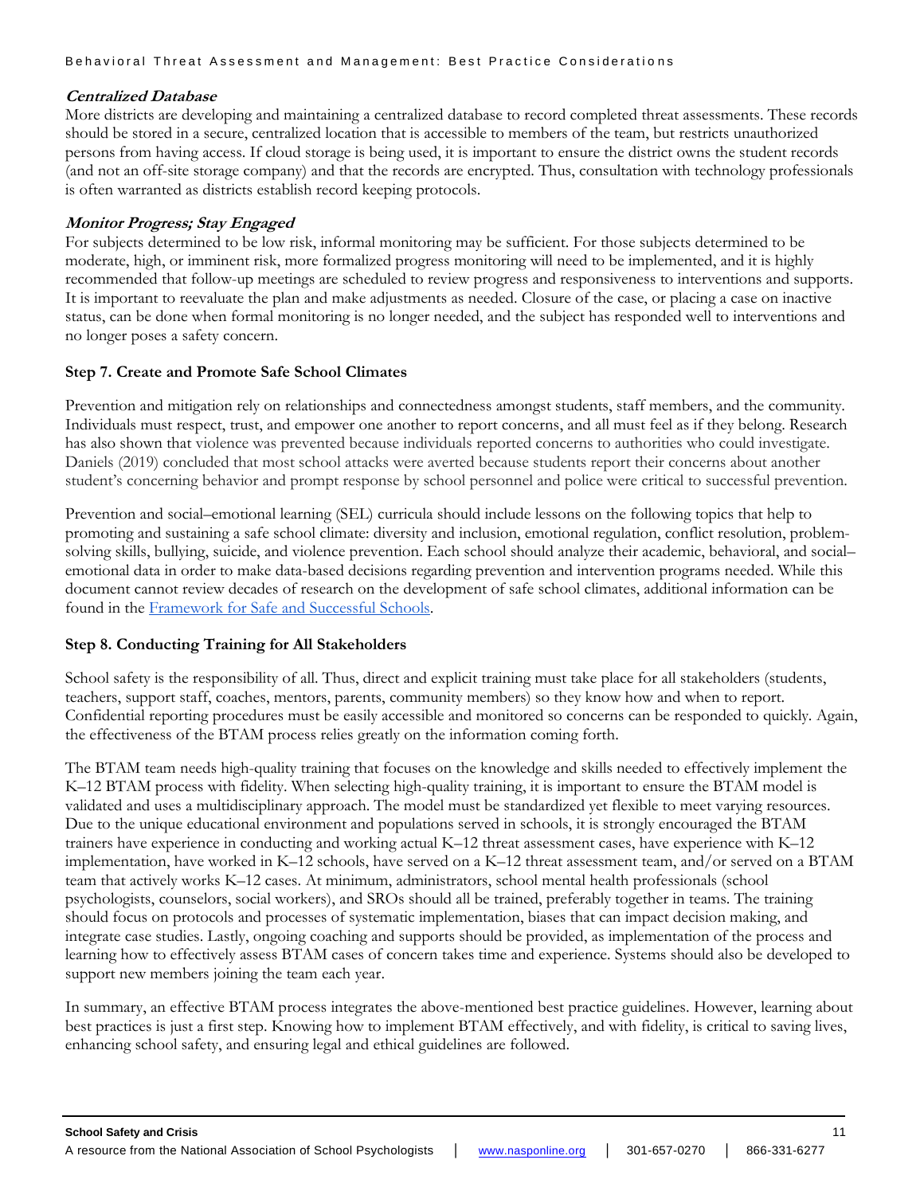#### *Centralized Database*

More districts are developing and maintaining a centralized database to record completed threat assessments. These records should be stored in a secure, centralized location that is accessible to members of the team, but restricts unauthorized persons from having access. If cloud storage is being used, it is important to ensure the district owns the student records (and not an off-site storage company) and that the records are encrypted. Thus, consultation with technology professionals is often warranted as districts establish record keeping protocols.

#### *Monitor Progress; Stay Engaged*

For subjects determined to be low risk, informal monitoring may be sufficient. For those subjects determined to be moderate, high, or imminent risk, more formalized progress monitoring will need to be implemented, and it is highly recommended that follow-up meetings are scheduled to review progress and responsiveness to interventions and supports. It is important to reevaluate the plan and make adjustments as needed. Closure of the case, or placing a case on inactive status, can be done when formal monitoring is no longer needed, and the subject has responded well to interventions and no longer poses a safety concern.

### Step 7. Create and Promote Safe School Climates

Prevention and mitigation rely on relationships and connectedness amongst students, staff members, and the community. Individuals must respect, trust, and empower one another to report concerns, and all must feel as if they belong. Research has also shown that violence was prevented because individuals reported concerns to authorities who could investigate. Daniels (2019) concluded that most school attacks were averted because students report their concerns about another student's concerning behavior and prompt response by school personnel and police were critical to successful prevention.

Prevention and social–emotional learning (SEL) curricula should include lessons on the following topics that help to promoting and sustaining a safe school climate: diversity and inclusion, emotional regulation, conflict resolution, problem-solving skills, bullying, suicide, and violence prevention. Each school should analyze their academic, behavioral, and social–emotional data in order to make data-based decisions regarding prevention and intervention programs needed. While this document cannot review decades of research on the development of safe school climates, additional information can be found in the Framework for Safe and Successful Schools.

### Step 8. Conducting Training for All Stakeholders

School safety is the responsibility of all. Thus, direct and explicit training must take place for all stakeholders (students, teachers, support staff, coaches, mentors, parents, community members) so they know how and when to report. Confidential reporting procedures must be easily accessible and monitored so concerns can be responded to quickly. Again, the effectiveness of the BTAM process relies greatly on the information coming forth.

The BTAM team needs high-quality training that focuses on the knowledge and skills needed to effectively implement the K–12 BTAM process with fidelity. When selecting high-quality training, it is important to ensure the BTAM model is validated and uses a multidisciplinary approach. The model must be standardized yet flexible to meet varying resources. Due to the unique educational environment and populations served in schools, it is strongly encouraged the BTAM trainers have experience in conducting and working actual K–12 threat assessment cases, have experience with K–12 implementation, have worked in K–12 schools, have served on a K–12 threat assessment team, and/or served on a BTAM team that actively works K–12 cases. At minimum, administrators, school mental health professionals (school psychologists, counselors, social workers), and SROs should all be trained, preferably together in teams. The training should focus on protocols and processes of systematic implementation, biases that can impact decision making, and integrate case studies. Lastly, ongoing coaching and supports should be provided, as implementation of the process and learning how to effectively assess BTAM cases of concern takes time and experience. Systems should also be developed to support new members joining the team each year.

In summary, an effective BTAM process integrates the above-mentioned best practice guidelines. However, learning about best practices is just a first step. Knowing how to implement BTAM effectively, and with fidelity, is critical to saving lives, enhancing school safety, and ensuring legal and ethical guidelines are followed.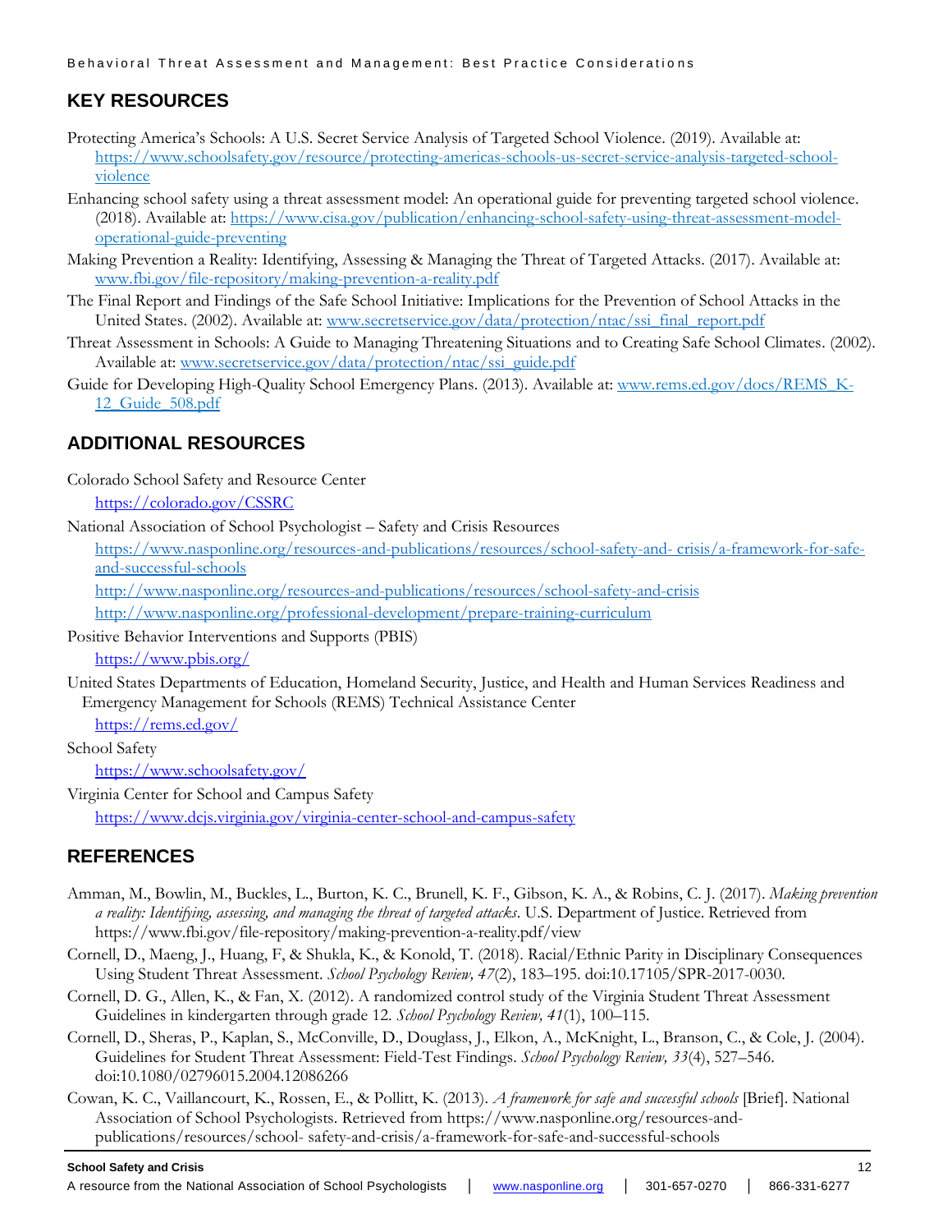## KEY RESOURCES

Protecting America's Schools: A U.S. Secret Service Analysis of Targeted School Violence. (2019). Available at: [https://www.schoolsafety.gov/resource/protecting-americas-schools-us-secret-service-analysis-targeted-school-violence](https://www.schoolsafety.gov/resource/protecting-americas-schools-us-secret-service-analysis-targeted-school-violence)

Enhancing school safety using a threat assessment model: An operational guide for preventing targeted school violence. (2018). Available at: [https://www.cisa.gov/publication/enhancing-school-safety-using-threat-assessment-model-operational-guide-preventing](https://www.cisa.gov/publication/enhancing-school-safety-using-threat-assessment-model-operational-guide-preventing)

Making Prevention a Reality: Identifying, Assessing & Managing the Threat of Targeted Attacks. (2017). Available at: [www.fbi.gov/file-repository/making-prevention-a-reality.pdf](www.fbi.gov/file-repository/making-prevention-a-reality.pdf)

The Final Report and Findings of the Safe School Initiative: Implications for the Prevention of School Attacks in the United States. (2002). Available at: [www.secretservice.gov/data/protection/ntac/ssi_final_report.pdf](www.secretservice.gov/data/protection/ntac/ssi_final_report.pdf)

Threat Assessment in Schools: A Guide to Managing Threatening Situations and to Creating Safe School Climates. (2002). Available at: [www.secretservice.gov/data/protection/ntac/ssi_guide.pdf](www.secretservice.gov/data/protection/ntac/ssi_guide.pdf)

Guide for Developing High-Quality School Emergency Plans. (2013). Available at: [www.rems.ed.gov/docs/REMS_K-12_Guide_508.pdf](www.rems.ed.gov/docs/REMS_K-12_Guide_508.pdf)

## ADDITIONAL RESOURCES

Colorado School Safety and Resource Center

[https://colorado.gov/CSSRC](https://colorado.gov/CSSRC)

National Association of School Psychologist – Safety and Crisis Resources

[https://www.nasponline.org/resources-and-publications/resources/school-safety-and- crisis/a-framework-for-safe-and-successful-schools](https://www.nasponline.org/resources-and-publications/resources/school-safety-and-crisis/a-framework-for-safe-and-successful-schools)

[http://www.nasponline.org/resources-and-publications/resources/school-safety-and-crisis](http://www.nasponline.org/resources-and-publications/resources/school-safety-and-crisis)

[http://www.nasponline.org/professional-development/prepare-training-curriculum](http://www.nasponline.org/professional-development/prepare-training-curriculum)

Positive Behavior Interventions and Supports (PBIS)

[https://www.pbis.org/](https://www.pbis.org/)

United States Departments of Education, Homeland Security, Justice, and Health and Human Services Readiness and Emergency Management for Schools (REMS) Technical Assistance Center

[https://rems.ed.gov/](https://rems.ed.gov/)

School Safety

[https://www.schoolsafety.gov/](https://www.schoolsafety.gov/)

Virginia Center for School and Campus Safety

[https://www.dcjs.virginia.gov/virginia-center-school-and-campus-safety](https://www.dcjs.virginia.gov/virginia-center-school-and-campus-safety)

## REFERENCES

Amman, M., Bowlin, M., Buckles, L., Burton, K. C., Brunell, K. F., Gibson, K. A., & Robins, C. J. (2017). *Making prevention a reality: Identifying, assessing, and managing the threat of targeted attacks*. U.S. Department of Justice. Retrieved from https://www.fbi.gov/file-repository/making-prevention-a-reality.pdf/view

Cornell, D., Maeng, J., Huang, F, & Shukla, K., & Konold, T. (2018). Racial/Ethnic Parity in Disciplinary Consequences Using Student Threat Assessment. *School Psychology Review, 47*(2), 183–195. doi:10.17105/SPR-2017-0030.

Cornell, D. G., Allen, K., & Fan, X. (2012). A randomized control study of the Virginia Student Threat Assessment Guidelines in kindergarten through grade 12. *School Psychology Review, 41*(1), 100–115.

Cornell, D., Sheras, P., Kaplan, S., McConville, D., Douglass, J., Elkon, A., McKnight, L., Branson, C., & Cole, J. (2004). Guidelines for Student Threat Assessment: Field-Test Findings. *School Psychology Review, 33*(4), 527–546. doi:10.1080/02796015.2004.12086266

Cowan, K. C., Vaillancourt, K., Rossen, E., & Pollitt, K. (2013). *A framework for safe and successful schools* [Brief]. National Association of School Psychologists. Retrieved from https://www.nasponline.org/resources-and-publications/resources/school- safety-and-crisis/a-framework-for-safe-and-successful-schools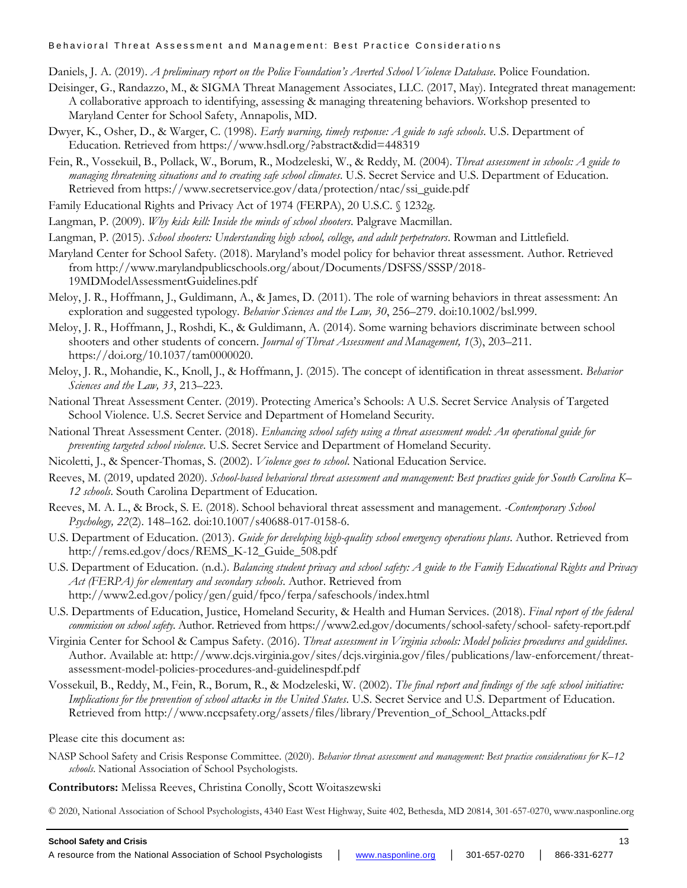Daniels, J. A. (2019). *A preliminary report on the Police Foundation's Averted School Violence Database*. Police Foundation.

Deisinger, G., Randazzo, M., & SIGMA Threat Management Associates, LLC. (2017, May). Integrated threat management: A collaborative approach to identifying, assessing & managing threatening behaviors. Workshop presented to Maryland Center for School Safety, Annapolis, MD.

Dwyer, K., Osher, D., & Warger, C. (1998). *Early warning, timely response: A guide to safe schools*. U.S. Department of Education. Retrieved from https://www.hsdl.org/?abstract&did=448319

Fein, R., Vossekuil, B., Pollack, W., Borum, R., Modzeleski, W., & Reddy, M. (2004). *Threat assessment in schools: A guide to managing threatening situations and to creating safe school climates*. U.S. Secret Service and U.S. Department of Education. Retrieved from https://www.secretservice.gov/data/protection/ntac/ssi_guide.pdf

Family Educational Rights and Privacy Act of 1974 (FERPA), 20 U.S.C. § 1232g.

Langman, P. (2009). *Why kids kill: Inside the minds of school shooters*. Palgrave Macmillan.

Langman, P. (2015). *School shooters: Understanding high school, college, and adult perpetrators*. Rowman and Littlefield.

Maryland Center for School Safety. (2018). Maryland's model policy for behavior threat assessment. Author. Retrieved from http://www.marylandpublicschools.org/about/Documents/DSFSS/SSSP/2018-19MDModelAssessmentGuidelines.pdf

Meloy, J. R., Hoffmann, J., Guldimann, A., & James, D. (2011). The role of warning behaviors in threat assessment: An exploration and suggested typology. *Behavior Sciences and the Law, 30*, 256–279. doi:10.1002/bsl.999.

Meloy, J. R., Hoffmann, J., Roshdi, K., & Guldimann, A. (2014). Some warning behaviors discriminate between school shooters and other students of concern. *Journal of Threat Assessment and Management, 1*(3), 203–211. https://doi.org/10.1037/tam0000020.

Meloy, J. R., Mohandie, K., Knoll, J., & Hoffmann, J. (2015). The concept of identification in threat assessment. *Behavior Sciences and the Law, 33*, 213–223.

National Threat Assessment Center. (2019). Protecting America's Schools: A U.S. Secret Service Analysis of Targeted School Violence. U.S. Secret Service and Department of Homeland Security.

National Threat Assessment Center. (2018). *Enhancing school safety using a threat assessment model: An operational guide for preventing targeted school violence*. U.S. Secret Service and Department of Homeland Security.

Nicoletti, J., & Spencer-Thomas, S. (2002). *Violence goes to school*. National Education Service.

Reeves, M. (2019, updated 2020). *School-based behavioral threat assessment and management: Best practices guide for South Carolina K–12 schools*. South Carolina Department of Education.

Reeves, M. A. L., & Brock, S. E. (2018). School behavioral threat assessment and management. *-Contemporary School Psychology, 22*(2). 148–162. doi:10.1007/s40688-017-0158-6.

U.S. Department of Education. (2013). *Guide for developing high-quality school emergency operations plans*. Author. Retrieved from http://rems.ed.gov/docs/REMS_K-12_Guide_508.pdf

U.S. Department of Education. (n.d.). *Balancing student privacy and school safety: A guide to the Family Educational Rights and Privacy Act (FERPA) for elementary and secondary schools*. Author. Retrieved from http://www2.ed.gov/policy/gen/guid/fpco/ferpa/safeschools/index.html

U.S. Departments of Education, Justice, Homeland Security, & Health and Human Services. (2018). *Final report of the federal commission on school safety*. Author. Retrieved from https://www2.ed.gov/documents/school-safety/school- safety-report.pdf

Virginia Center for School & Campus Safety. (2016). *Threat assessment in Virginia schools: Model policies procedures and guidelines*. Author. Available at: http://www.dcjs.virginia.gov/sites/dcjs.virginia.gov/files/publications/law-enforcement/threat-assessment-model-policies-procedures-and-guidelinespdf.pdf

Vossekuil, B., Reddy, M., Fein, R., Borum, R., & Modzeleski, W. (2002). *The final report and findings of the safe school initiative: Implications for the prevention of school attacks in the United States*. U.S. Secret Service and U.S. Department of Education. Retrieved from http://www.nccpsafety.org/assets/files/library/Prevention_of_School_Attacks.pdf

Please cite this document as:

NASP School Safety and Crisis Response Committee. (2020). *Behavior threat assessment and management: Best practice considerations for K–12 schools*. National Association of School Psychologists.

**Contributors:** Melissa Reeves, Christina Conolly, Scott Woitaszewski

© 2020, National Association of School Psychologists, 4340 East West Highway, Suite 402, Bethesda, MD 20814, 301-657-0270, www.nasponline.org